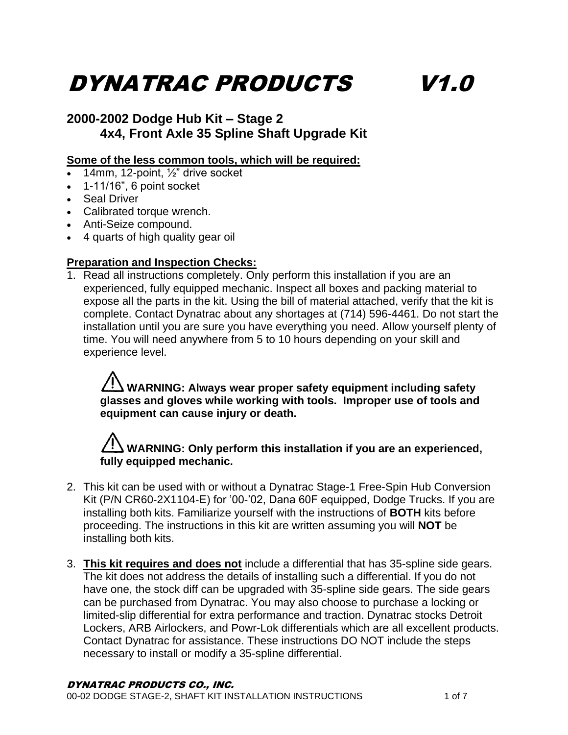# DYNATRAC PRODUCTS V1.0

## 2000-2002 Dodge Hub Kit – Stage 2
## 4x4, Front Axle 35 Spline Shaft Upgrade Kit

**Some of the less common tools, which will be required:**

- 14mm, 12-point, ½” drive socket
- 1-11/16”, 6 point socket
- Seal Driver
- Calibrated torque wrench.
- Anti-Seize compound.
- 4 quarts of high quality gear oil

**Preparation and Inspection Checks:**

1. Read all instructions completely. Only perform this installation if you are an experienced, fully equipped mechanic. Inspect all boxes and packing material to expose all the parts in the kit. Using the bill of material attached, verify that the kit is complete. Contact Dynatrac about any shortages at (714) 596-4461. Do not start the installation until you are sure you have everything you need. Allow yourself plenty of time. You will need anywhere from 5 to 10 hours depending on your skill and experience level.

   ⚠ **WARNING: Always wear proper safety equipment including safety glasses and gloves while working with tools. Improper use of tools and equipment can cause injury or death.**

   ⚠ **WARNING: Only perform this installation if you are an experienced, fully equipped mechanic.**

2. This kit can be used with or without a Dynatrac Stage-1 Free-Spin Hub Conversion Kit (P/N CR60-2X1104-E) for ’00-’02, Dana 60F equipped, Dodge Trucks. If you are installing both kits. Familiarize yourself with the instructions of **BOTH** kits before proceeding. The instructions in this kit are written assuming you will **NOT** be installing both kits.

3. **This kit requires and does not** include a differential that has 35-spline side gears. The kit does not address the details of installing such a differential. If you do not have one, the stock diff can be upgraded with 35-spline side gears. The side gears can be purchased from Dynatrac. You may also choose to purchase a locking or limited-slip differential for extra performance and traction. Dynatrac stocks Detroit Lockers, ARB Airlockers, and Powr-Lok differentials which are all excellent products. Contact Dynatrac for assistance. These instructions DO NOT include the steps necessary to install or modify a 35-spline differential.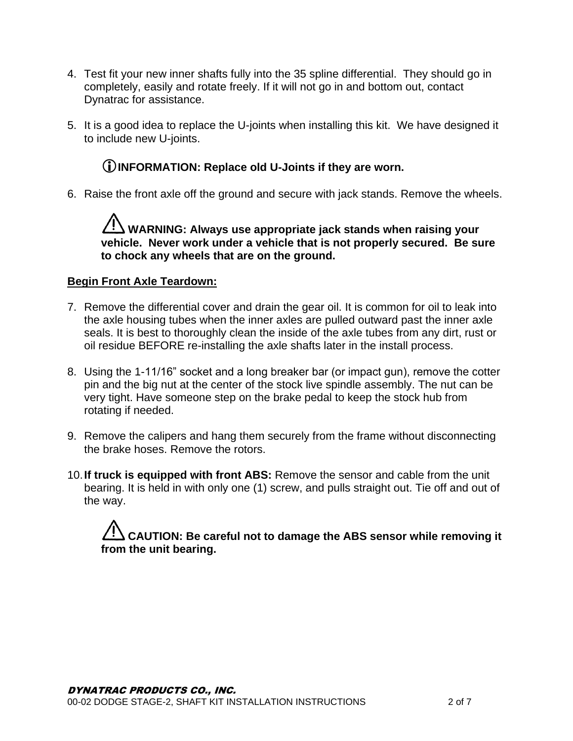4. Test fit your new inner shafts fully into the 35 spline differential. They should go in completely, easily and rotate freely. If it will not go in and bottom out, contact Dynatrac for assistance.

5. It is a good idea to replace the U-joints when installing this kit. We have designed it to include new U-joints.

   **ⓘ INFORMATION: Replace old U-Joints if they are worn.**

6. Raise the front axle off the ground and secure with jack stands. Remove the wheels.

   **⚠ WARNING: Always use appropriate jack stands when raising your vehicle. Never work under a vehicle that is not properly secured. Be sure to chock any wheels that are on the ground.**

**Begin Front Axle Teardown:**

7. Remove the differential cover and drain the gear oil. It is common for oil to leak into the axle housing tubes when the inner axles are pulled outward past the inner axle seals. It is best to thoroughly clean the inside of the axle tubes from any dirt, rust or oil residue BEFORE re-installing the axle shafts later in the install process.

8. Using the 1-11/16" socket and a long breaker bar (or impact gun), remove the cotter pin and the big nut at the center of the stock live spindle assembly. The nut can be very tight. Have someone step on the brake pedal to keep the stock hub from rotating if needed.

9. Remove the calipers and hang them securely from the frame without disconnecting the brake hoses. Remove the rotors.

10. **If truck is equipped with front ABS:** Remove the sensor and cable from the unit bearing. It is held in with only one (1) screw, and pulls straight out. Tie off and out of the way.

    **⚠ CAUTION: Be careful not to damage the ABS sensor while removing it from the unit bearing.**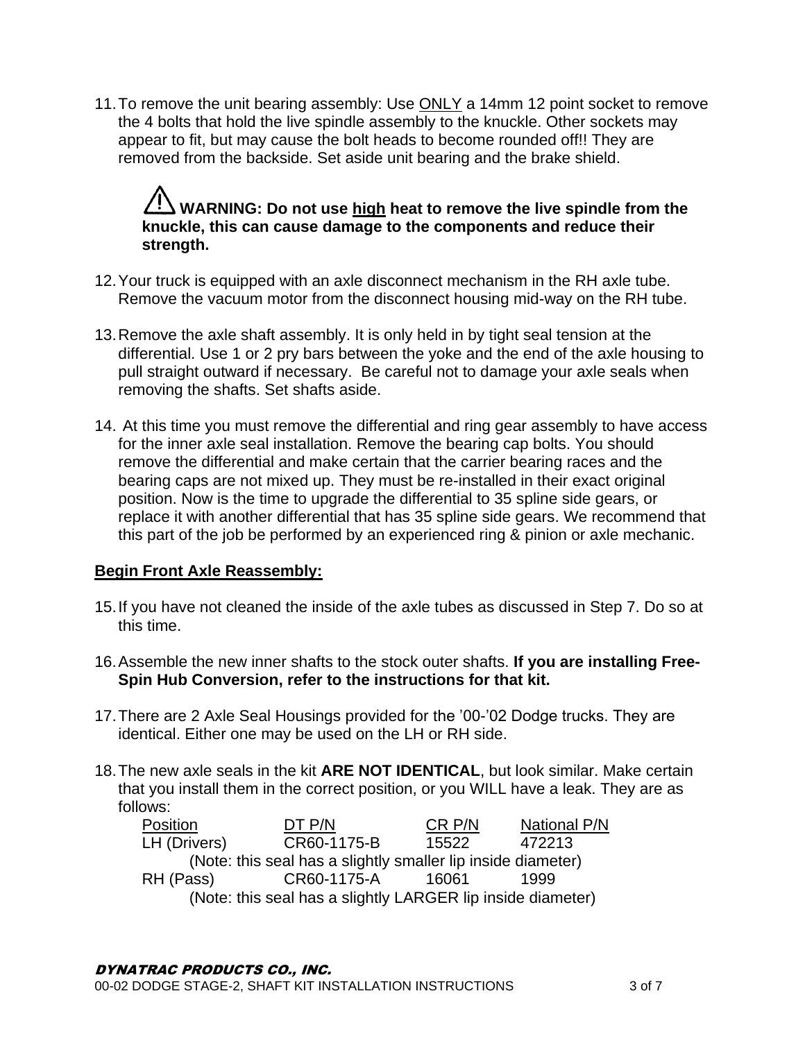11. To remove the unit bearing assembly: Use <u>ONLY</u> a 14mm 12 point socket to remove the 4 bolts that hold the live spindle assembly to the knuckle. Other sockets may appear to fit, but may cause the bolt heads to become rounded off!! They are removed from the backside. Set aside unit bearing and the brake shield.

   ⚠ **WARNING: Do not use <u>high</u> heat to remove the live spindle from the knuckle, this can cause damage to the components and reduce their strength.**

12. Your truck is equipped with an axle disconnect mechanism in the RH axle tube. Remove the vacuum motor from the disconnect housing mid-way on the RH tube.

13. Remove the axle shaft assembly. It is only held in by tight seal tension at the differential. Use 1 or 2 pry bars between the yoke and the end of the axle housing to pull straight outward if necessary. Be careful not to damage your axle seals when removing the shafts. Set shafts aside.

14. At this time you must remove the differential and ring gear assembly to have access for the inner axle seal installation. Remove the bearing cap bolts. You should remove the differential and make certain that the carrier bearing races and the bearing caps are not mixed up. They must be re-installed in their exact original position. Now is the time to upgrade the differential to 35 spline side gears, or replace it with another differential that has 35 spline side gears. We recommend that this part of the job be performed by an experienced ring & pinion or axle mechanic.

**<u>Begin Front Axle Reassembly:</u>**

15. If you have not cleaned the inside of the axle tubes as discussed in Step 7. Do so at this time.

16. Assemble the new inner shafts to the stock outer shafts. **If you are installing Free-Spin Hub Conversion, refer to the instructions for that kit.**

17. There are 2 Axle Seal Housings provided for the '00-'02 Dodge trucks. They are identical. Either one may be used on the LH or RH side.

18. The new axle seals in the kit **ARE NOT IDENTICAL**, but look similar. Make certain that you install them in the correct position, or you WILL have a leak. They are as follows:

| Position | DT P/N | CR P/N | National P/N |
|---|---|---|---|
| LH (Drivers) | CR60-1175-B | 15522 | 472213 |
| (Note: this seal has a slightly smaller lip inside diameter) | | | |
| RH (Pass) | CR60-1175-A | 16061 | 1999 |
| (Note: this seal has a slightly LARGER lip inside diameter) | | | |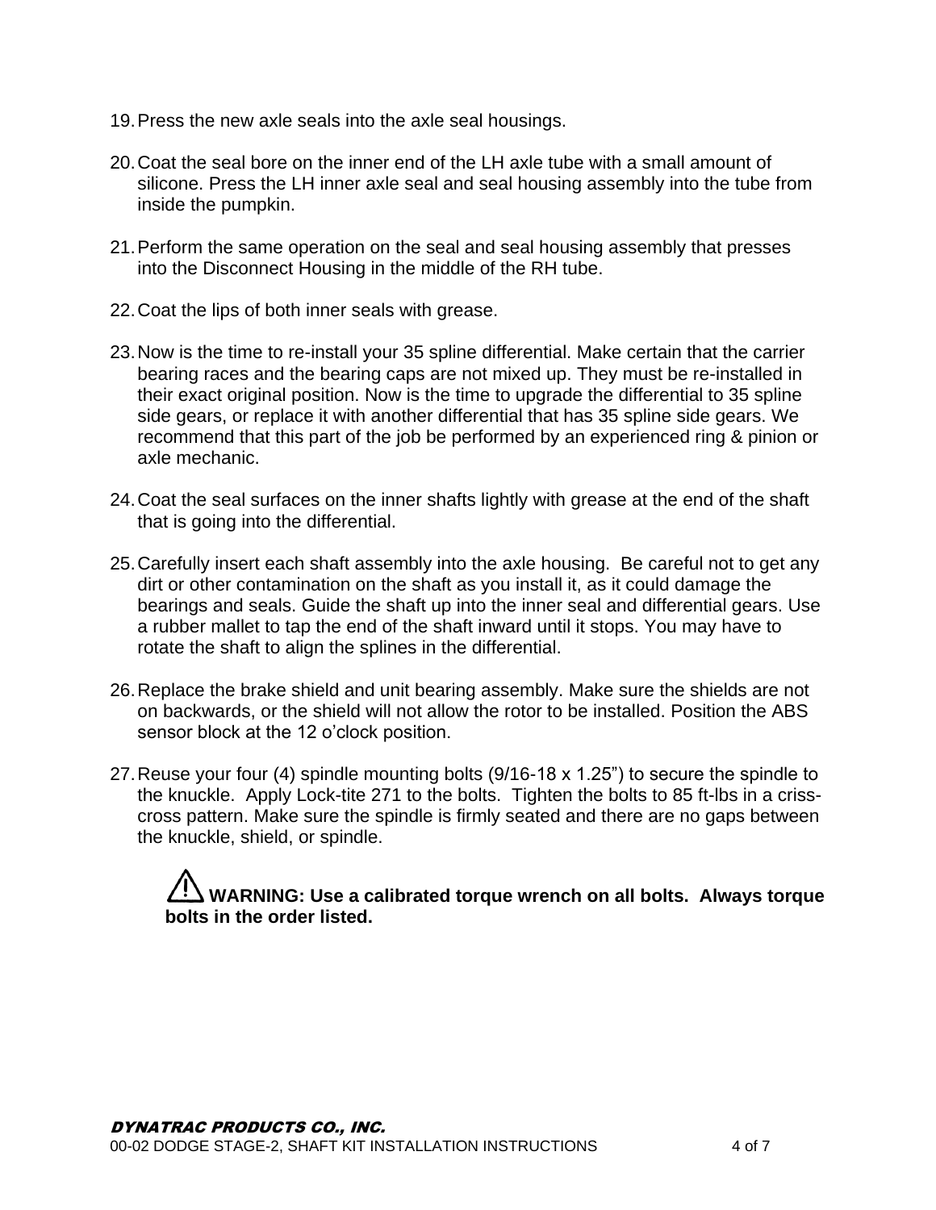19. Press the new axle seals into the axle seal housings.

20. Coat the seal bore on the inner end of the LH axle tube with a small amount of silicone. Press the LH inner axle seal and seal housing assembly into the tube from inside the pumpkin.

21. Perform the same operation on the seal and seal housing assembly that presses into the Disconnect Housing in the middle of the RH tube.

22. Coat the lips of both inner seals with grease.

23. Now is the time to re-install your 35 spline differential. Make certain that the carrier bearing races and the bearing caps are not mixed up. They must be re-installed in their exact original position. Now is the time to upgrade the differential to 35 spline side gears, or replace it with another differential that has 35 spline side gears. We recommend that this part of the job be performed by an experienced ring & pinion or axle mechanic.

24. Coat the seal surfaces on the inner shafts lightly with grease at the end of the shaft that is going into the differential.

25. Carefully insert each shaft assembly into the axle housing. Be careful not to get any dirt or other contamination on the shaft as you install it, as it could damage the bearings and seals. Guide the shaft up into the inner seal and differential gears. Use a rubber mallet to tap the end of the shaft inward until it stops. You may have to rotate the shaft to align the splines in the differential.

26. Replace the brake shield and unit bearing assembly. Make sure the shields are not on backwards, or the shield will not allow the rotor to be installed. Position the ABS sensor block at the 12 o'clock position.

27. Reuse your four (4) spindle mounting bolts (9/16-18 x 1.25") to secure the spindle to the knuckle. Apply Lock-tite 271 to the bolts. Tighten the bolts to 85 ft-lbs in a criss-cross pattern. Make sure the spindle is firmly seated and there are no gaps between the knuckle, shield, or spindle.

**⚠ WARNING: Use a calibrated torque wrench on all bolts. Always torque bolts in the order listed.**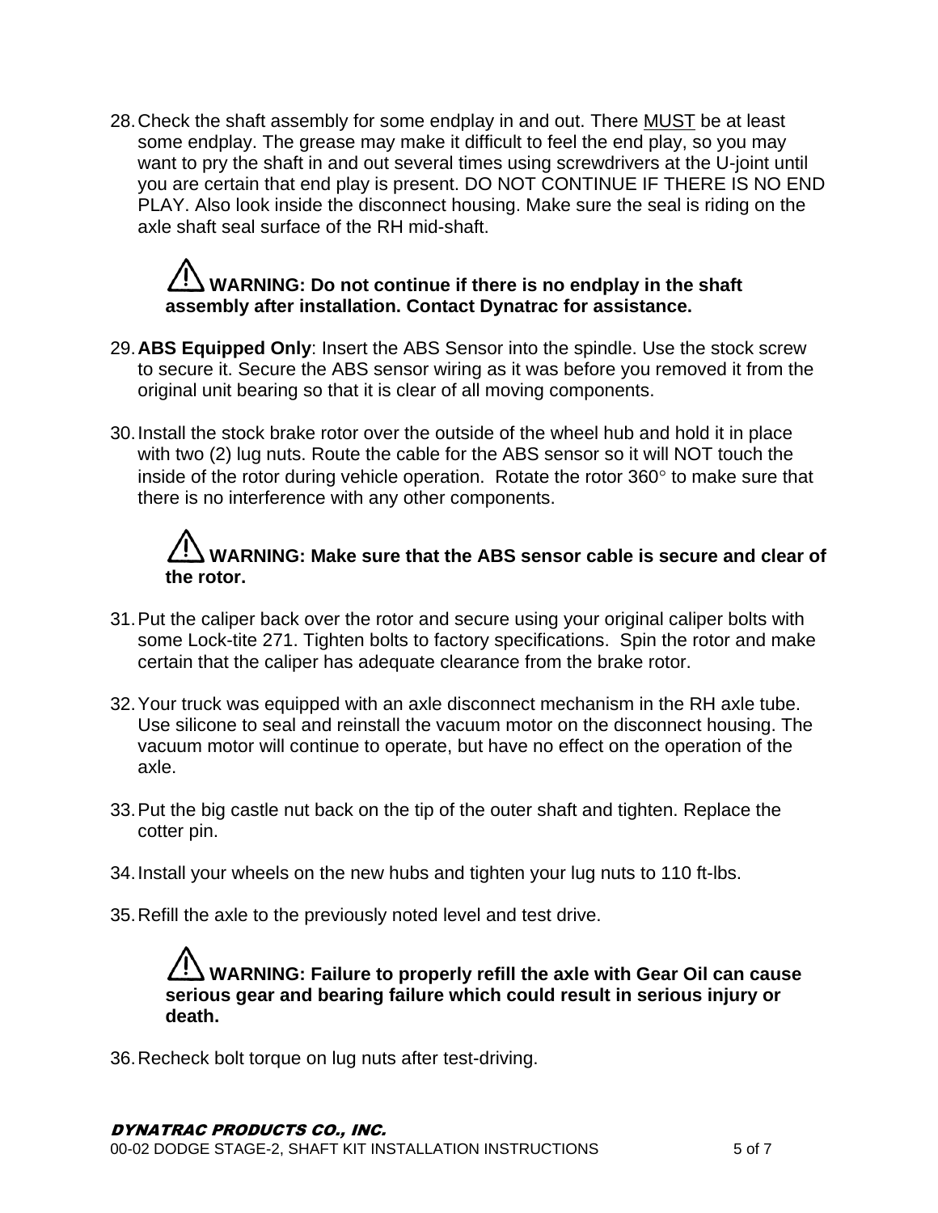28. Check the shaft assembly for some endplay in and out. There <u>MUST</u> be at least some endplay. The grease may make it difficult to feel the end play, so you may want to pry the shaft in and out several times using screwdrivers at the U-joint until you are certain that end play is present. DO NOT CONTINUE IF THERE IS NO END PLAY. Also look inside the disconnect housing. Make sure the seal is riding on the axle shaft seal surface of the RH mid-shaft.

   ⚠ **WARNING: Do not continue if there is no endplay in the shaft assembly after installation. Contact Dynatrac for assistance.**

29. **ABS Equipped Only**: Insert the ABS Sensor into the spindle. Use the stock screw to secure it. Secure the ABS sensor wiring as it was before you removed it from the original unit bearing so that it is clear of all moving components.

30. Install the stock brake rotor over the outside of the wheel hub and hold it in place with two (2) lug nuts. Route the cable for the ABS sensor so it will NOT touch the inside of the rotor during vehicle operation. Rotate the rotor 360° to make sure that there is no interference with any other components.

   ⚠ **WARNING: Make sure that the ABS sensor cable is secure and clear of the rotor.**

31. Put the caliper back over the rotor and secure using your original caliper bolts with some Lock-tite 271. Tighten bolts to factory specifications. Spin the rotor and make certain that the caliper has adequate clearance from the brake rotor.

32. Your truck was equipped with an axle disconnect mechanism in the RH axle tube. Use silicone to seal and reinstall the vacuum motor on the disconnect housing. The vacuum motor will continue to operate, but have no effect on the operation of the axle.

33. Put the big castle nut back on the tip of the outer shaft and tighten. Replace the cotter pin.

34. Install your wheels on the new hubs and tighten your lug nuts to 110 ft-lbs.

35. Refill the axle to the previously noted level and test drive.

   ⚠ **WARNING: Failure to properly refill the axle with Gear Oil can cause serious gear and bearing failure which could result in serious injury or death.**

36. Recheck bolt torque on lug nuts after test-driving.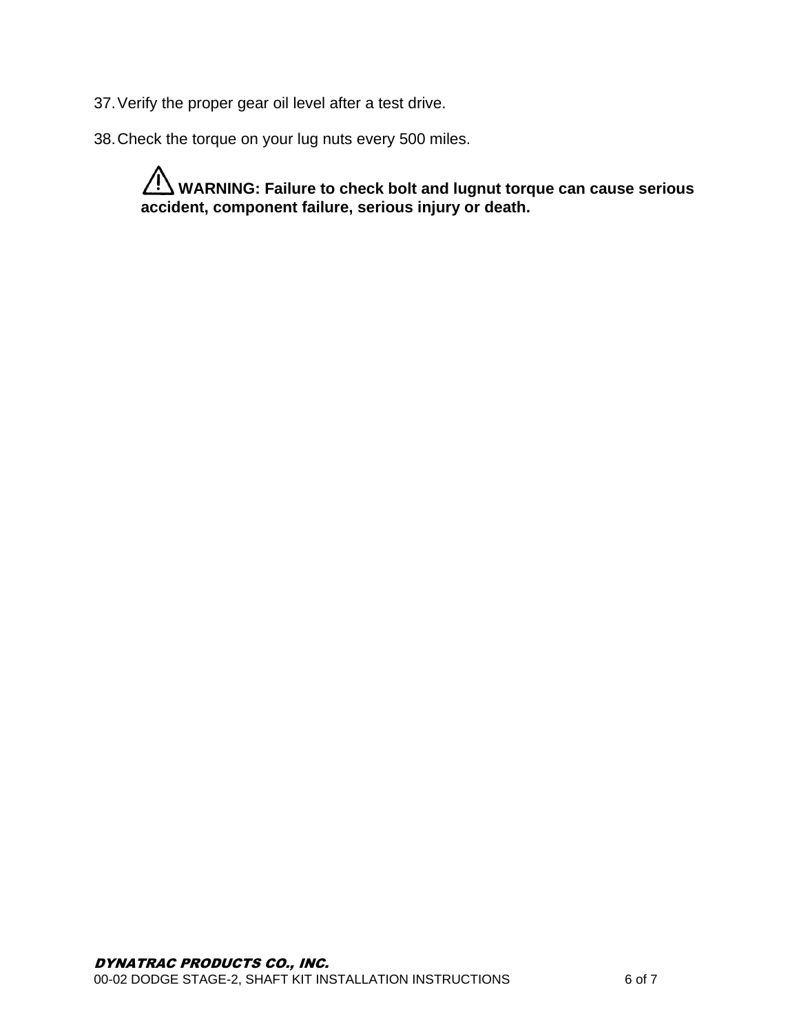37. Verify the proper gear oil level after a test drive.

38. Check the torque on your lug nuts every 500 miles.

> ⚠ **WARNING: Failure to check bolt and lugnut torque can cause serious accident, component failure, serious injury or death.**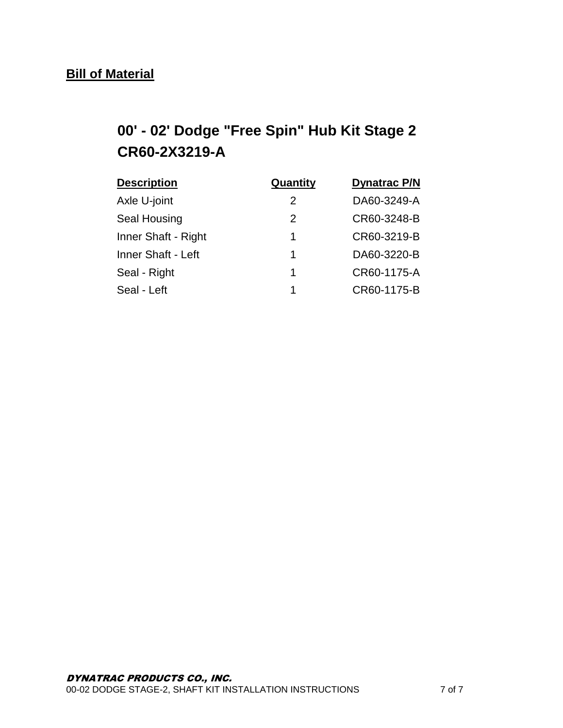## Bill of Material

# 00' - 02' Dodge "Free Spin" Hub Kit Stage 2
# CR60-2X3219-A

| Description | Quantity | Dynatrac P/N |
|---|---|---|
| Axle U-joint | 2 | DA60-3249-A |
| Seal Housing | 2 | CR60-3248-B |
| Inner Shaft - Right | 1 | CR60-3219-B |
| Inner Shaft - Left | 1 | DA60-3220-B |
| Seal - Right | 1 | CR60-1175-A |
| Seal - Left | 1 | CR60-1175-B |